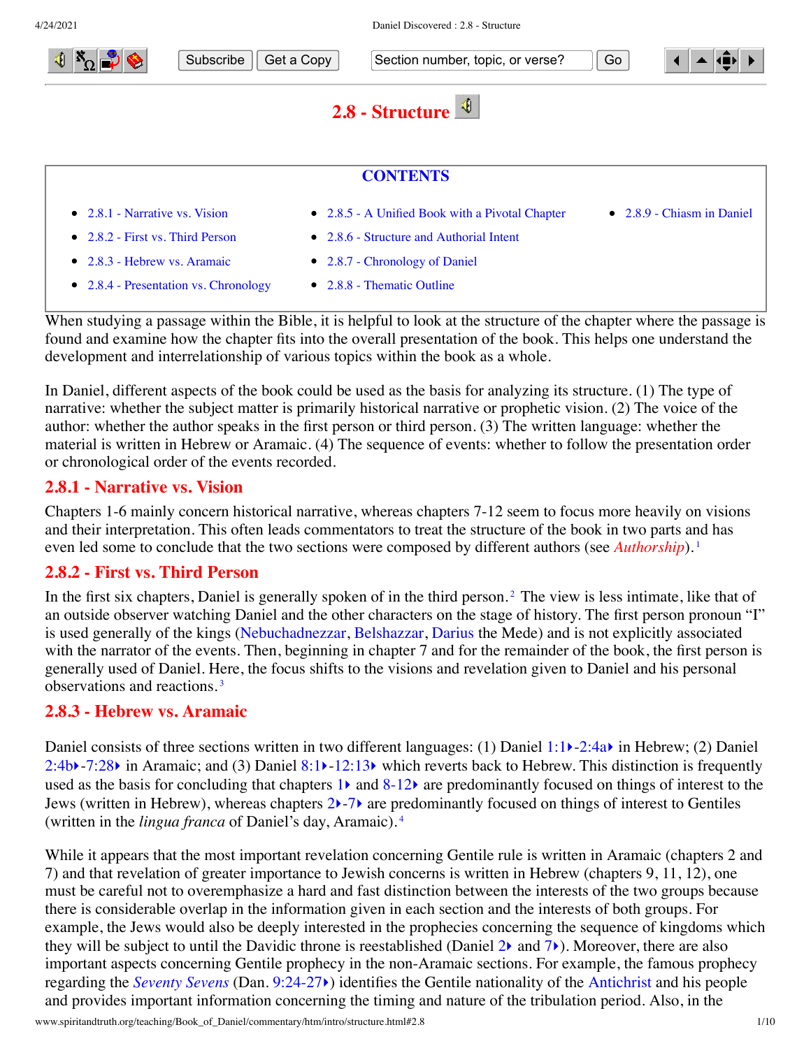# 2.8 - Structure

**CONTENTS**

- 2.8.1 - Narrative vs. Vision
- 2.8.2 - First vs. Third Person
- 2.8.3 - Hebrew vs. Aramaic
- 2.8.4 - Presentation vs. Chronology
- 2.8.5 - A Unified Book with a Pivotal Chapter
- 2.8.6 - Structure and Authorial Intent
- 2.8.7 - Chronology of Daniel
- 2.8.8 - Thematic Outline
- 2.8.9 - Chiasm in Daniel

When studying a passage within the Bible, it is helpful to look at the structure of the chapter where the passage is found and examine how the chapter fits into the overall presentation of the book. This helps one understand the development and interrelationship of various topics within the book as a whole.

In Daniel, different aspects of the book could be used as the basis for analyzing its structure. (1) The type of narrative: whether the subject matter is primarily historical narrative or prophetic vision. (2) The voice of the author: whether the author speaks in the first person or third person. (3) The written language: whether the material is written in Hebrew or Aramaic. (4) The sequence of events: whether to follow the presentation order or chronological order of the events recorded.

## 2.8.1 - Narrative vs. Vision

Chapters 1-6 mainly concern historical narrative, whereas chapters 7-12 seem to focus more heavily on visions and their interpretation. This often leads commentators to treat the structure of the book in two parts and has even led some to conclude that the two sections were composed by different authors (see *Authorship*).[1]

## 2.8.2 - First vs. Third Person

In the first six chapters, Daniel is generally spoken of in the third person.[2] The view is less intimate, like that of an outside observer watching Daniel and the other characters on the stage of history. The first person pronoun "I" is used generally of the kings (Nebuchadnezzar, Belshazzar, Darius the Mede) and is not explicitly associated with the narrator of the events. Then, beginning in chapter 7 and for the remainder of the book, the first person is generally used of Daniel. Here, the focus shifts to the visions and revelation given to Daniel and his personal observations and reactions.[3]

## 2.8.3 - Hebrew vs. Aramaic

Daniel consists of three sections written in two different languages: (1) Daniel 1:1-2:4a in Hebrew; (2) Daniel 2:4b-7:28 in Aramaic; and (3) Daniel 8:1-12:13 which reverts back to Hebrew. This distinction is frequently used as the basis for concluding that chapters 1 and 8-12 are predominantly focused on things of interest to the Jews (written in Hebrew), whereas chapters 2-7 are predominantly focused on things of interest to Gentiles (written in the *lingua franca* of Daniel's day, Aramaic).[4]

While it appears that the most important revelation concerning Gentile rule is written in Aramaic (chapters 2 and 7) and that revelation of greater importance to Jewish concerns is written in Hebrew (chapters 9, 11, 12), one must be careful not to overemphasize a hard and fast distinction between the interests of the two groups because there is considerable overlap in the information given in each section and the interests of both groups. For example, the Jews would also be deeply interested in the prophecies concerning the sequence of kingdoms which they will be subject to until the Davidic throne is reestablished (Daniel 2 and 7). Moreover, there are also important aspects concerning Gentile prophecy in the non-Aramaic sections. For example, the famous prophecy regarding the *Seventy Sevens* (Dan. 9:24-27) identifies the Gentile nationality of the Antichrist and his people and provides important information concerning the timing and nature of the tribulation period. Also, in the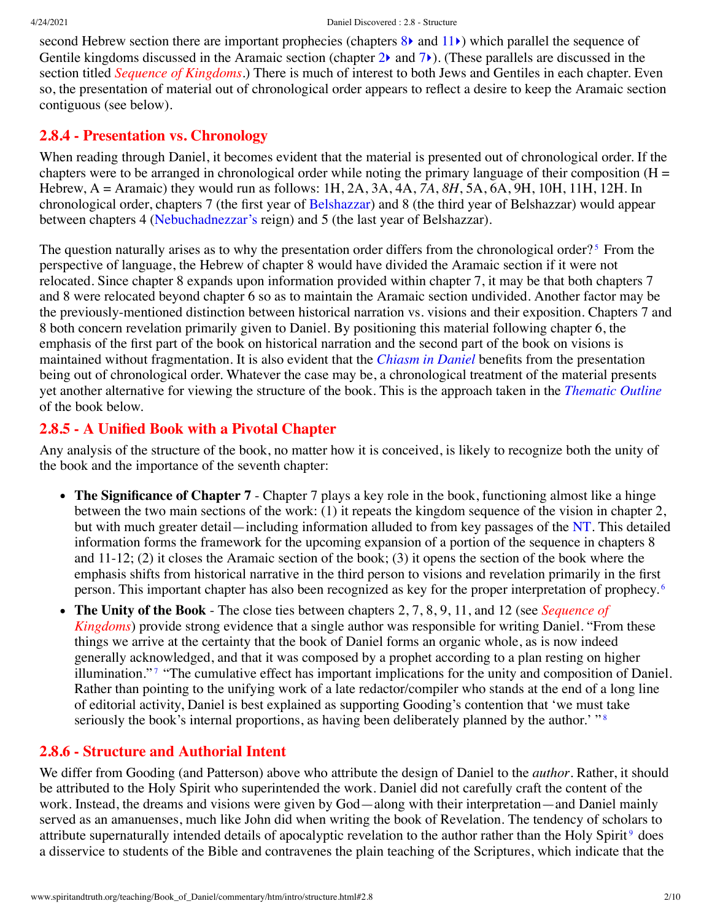second Hebrew section there are important prophecies (chapters 8 and 11) which parallel the sequence of Gentile kingdoms discussed in the Aramaic section (chapter 2 and 7). (These parallels are discussed in the section titled *Sequence of Kingdoms*.) There is much of interest to both Jews and Gentiles in each chapter. Even so, the presentation of material out of chronological order appears to reflect a desire to keep the Aramaic section contiguous (see below).

## 2.8.4 - Presentation vs. Chronology

When reading through Daniel, it becomes evident that the material is presented out of chronological order. If the chapters were to be arranged in chronological order while noting the primary language of their composition (H = Hebrew, A = Aramaic) they would run as follows: 1H, 2A, 3A, 4A, *7A*, *8H*, 5A, 6A, 9H, 10H, 11H, 12H. In chronological order, chapters 7 (the first year of Belshazzar) and 8 (the third year of Belshazzar) would appear between chapters 4 (Nebuchadnezzar's reign) and 5 (the last year of Belshazzar).

The question naturally arises as to why the presentation order differs from the chronological order?[5] From the perspective of language, the Hebrew of chapter 8 would have divided the Aramaic section if it were not relocated. Since chapter 8 expands upon information provided within chapter 7, it may be that both chapters 7 and 8 were relocated beyond chapter 6 so as to maintain the Aramaic section undivided. Another factor may be the previously-mentioned distinction between historical narration vs. visions and their exposition. Chapters 7 and 8 both concern revelation primarily given to Daniel. By positioning this material following chapter 6, the emphasis of the first part of the book on historical narration and the second part of the book on visions is maintained without fragmentation. It is also evident that the *Chiasm in Daniel* benefits from the presentation being out of chronological order. Whatever the case may be, a chronological treatment of the material presents yet another alternative for viewing the structure of the book. This is the approach taken in the *Thematic Outline* of the book below.

## 2.8.5 - A Unified Book with a Pivotal Chapter

Any analysis of the structure of the book, no matter how it is conceived, is likely to recognize both the unity of the book and the importance of the seventh chapter:

- **The Significance of Chapter 7** - Chapter 7 plays a key role in the book, functioning almost like a hinge between the two main sections of the work: (1) it repeats the kingdom sequence of the vision in chapter 2, but with much greater detail—including information alluded to from key passages of the NT. This detailed information forms the framework for the upcoming expansion of a portion of the sequence in chapters 8 and 11-12; (2) it closes the Aramaic section of the book; (3) it opens the section of the book where the emphasis shifts from historical narrative in the third person to visions and revelation primarily in the first person. This important chapter has also been recognized as key for the proper interpretation of prophecy.[6]
- **The Unity of the Book** - The close ties between chapters 2, 7, 8, 9, 11, and 12 (see *Sequence of Kingdoms*) provide strong evidence that a single author was responsible for writing Daniel. "From these things we arrive at the certainty that the book of Daniel forms an organic whole, as is now indeed generally acknowledged, and that it was composed by a prophet according to a plan resting on higher illumination."[7] "The cumulative effect has important implications for the unity and composition of Daniel. Rather than pointing to the unifying work of a late redactor/compiler who stands at the end of a long line of editorial activity, Daniel is best explained as supporting Gooding's contention that 'we must take seriously the book's internal proportions, as having been deliberately planned by the author.' "[8]

## 2.8.6 - Structure and Authorial Intent

We differ from Gooding (and Patterson) above who attribute the design of Daniel to the *author*. Rather, it should be attributed to the Holy Spirit who superintended the work. Daniel did not carefully craft the content of the work. Instead, the dreams and visions were given by God—along with their interpretation—and Daniel mainly served as an amanuenses, much like John did when writing the book of Revelation. The tendency of scholars to attribute supernaturally intended details of apocalyptic revelation to the author rather than the Holy Spirit[9] does a disservice to students of the Bible and contravenes the plain teaching of the Scriptures, which indicate that the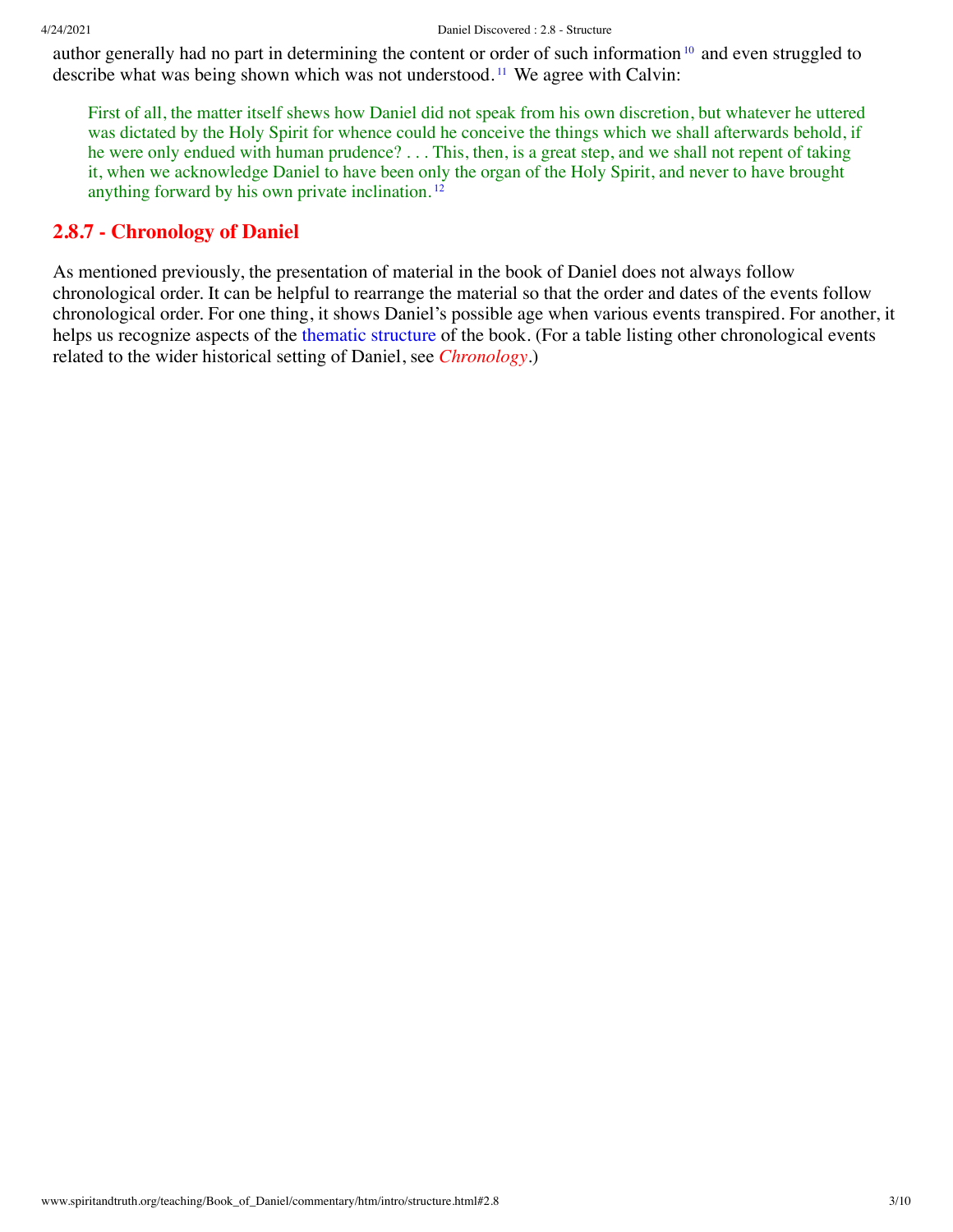author generally had no part in determining the content or order of such information[10] and even struggled to describe what was being shown which was not understood.[11] We agree with Calvin:

> First of all, the matter itself shews how Daniel did not speak from his own discretion, but whatever he uttered was dictated by the Holy Spirit for whence could he conceive the things which we shall afterwards behold, if he were only endued with human prudence? . . . This, then, is a great step, and we shall not repent of taking it, when we acknowledge Daniel to have been only the organ of the Holy Spirit, and never to have brought anything forward by his own private inclination.[12]

## 2.8.7 - Chronology of Daniel

As mentioned previously, the presentation of material in the book of Daniel does not always follow chronological order. It can be helpful to rearrange the material so that the order and dates of the events follow chronological order. For one thing, it shows Daniel's possible age when various events transpired. For another, it helps us recognize aspects of the thematic structure of the book. (For a table listing other chronological events related to the wider historical setting of Daniel, see *Chronology*.)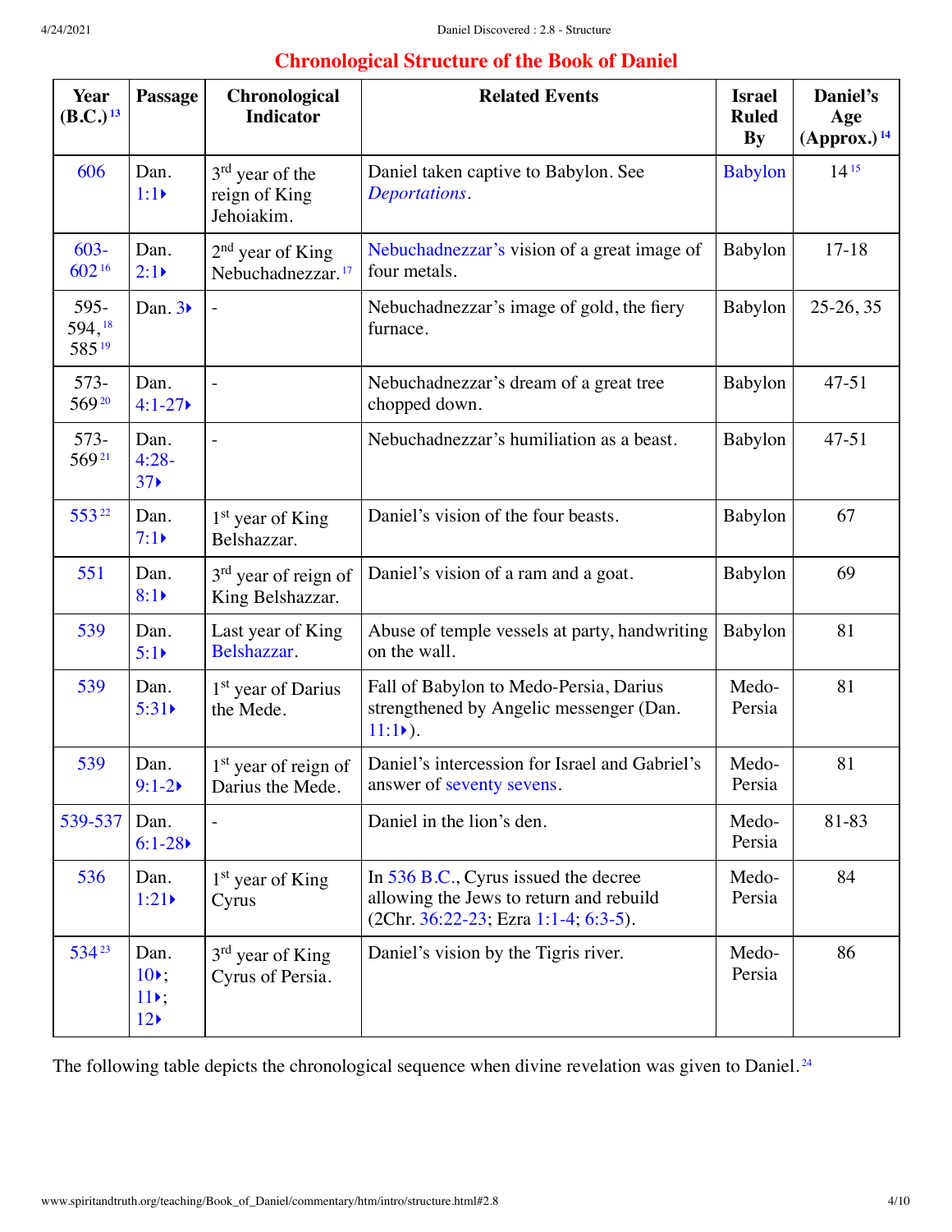## Chronological Structure of the Book of Daniel

| Year (B.C.)[13] | Passage | Chronological Indicator | Related Events | Israel Ruled By | Daniel's Age (Approx.)[14] |
|---|---|---|---|---|---|
| 606 | Dan. 1:1 | 3rd year of the reign of King Jehoiakim. | Daniel taken captive to Babylon. See *Deportations*. | Babylon | 14[15] |
| 603-602[16] | Dan. 2:1 | 2nd year of King Nebuchadnezzar.[17] | Nebuchadnezzar's vision of a great image of four metals. | Babylon | 17-18 |
| 595-594,[18] 585[19] | Dan. 3 | - | Nebuchadnezzar's image of gold, the fiery furnace. | Babylon | 25-26, 35 |
| 573-569[20] | Dan. 4:1-27 | - | Nebuchadnezzar's dream of a great tree chopped down. | Babylon | 47-51 |
| 573-569[21] | Dan. 4:28-37 | - | Nebuchadnezzar's humiliation as a beast. | Babylon | 47-51 |
| 553[22] | Dan. 7:1 | 1st year of King Belshazzar. | Daniel's vision of the four beasts. | Babylon | 67 |
| 551 | Dan. 8:1 | 3rd year of reign of King Belshazzar. | Daniel's vision of a ram and a goat. | Babylon | 69 |
| 539 | Dan. 5:1 | Last year of King Belshazzar. | Abuse of temple vessels at party, handwriting on the wall. | Babylon | 81 |
| 539 | Dan. 5:31 | 1st year of Darius the Mede. | Fall of Babylon to Medo-Persia, Darius strengthened by Angelic messenger (Dan. 11:1). | Medo-Persia | 81 |
| 539 | Dan. 9:1-2 | 1st year of reign of Darius the Mede. | Daniel's intercession for Israel and Gabriel's answer of seventy sevens. | Medo-Persia | 81 |
| 539-537 | Dan. 6:1-28 | - | Daniel in the lion's den. | Medo-Persia | 81-83 |
| 536 | Dan. 1:21 | 1st year of King Cyrus | In 536 B.C., Cyrus issued the decree allowing the Jews to return and rebuild (2Chr. 36:22-23; Ezra 1:1-4; 6:3-5). | Medo-Persia | 84 |
| 534[23] | Dan. 10; 11; 12 | 3rd year of King Cyrus of Persia. | Daniel's vision by the Tigris river. | Medo-Persia | 86 |

The following table depicts the chronological sequence when divine revelation was given to Daniel.[24]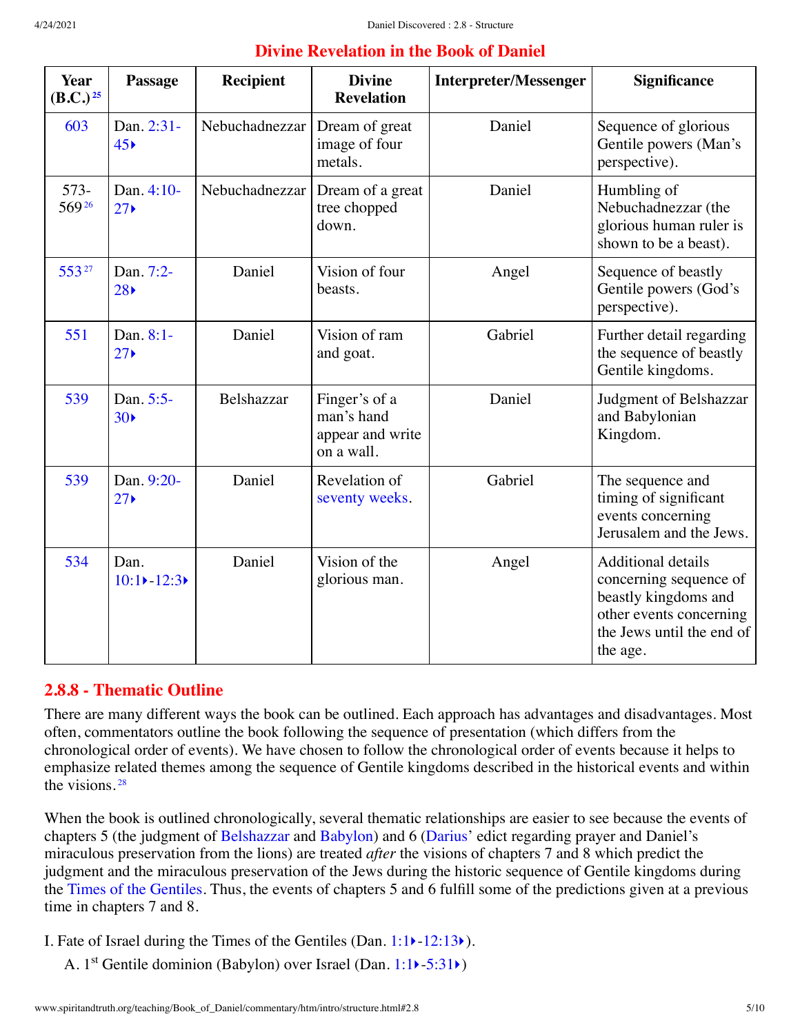## Divine Revelation in the Book of Daniel

| Year (B.C.)[25] | Passage | Recipient | Divine Revelation | Interpreter/Messenger | Significance |
|---|---|---|---|---|---|
| 603 | Dan. 2:31-45 | Nebuchadnezzar | Dream of great image of four metals. | Daniel | Sequence of glorious Gentile powers (Man's perspective). |
| 573-569[26] | Dan. 4:10-27 | Nebuchadnezzar | Dream of a great tree chopped down. | Daniel | Humbling of Nebuchadnezzar (the glorious human ruler is shown to be a beast). |
| 553[27] | Dan. 7:2-28 | Daniel | Vision of four beasts. | Angel | Sequence of beastly Gentile powers (God's perspective). |
| 551 | Dan. 8:1-27 | Daniel | Vision of ram and goat. | Gabriel | Further detail regarding the sequence of beastly Gentile kingdoms. |
| 539 | Dan. 5:5-30 | Belshazzar | Finger's of a man's hand appear and write on a wall. | Daniel | Judgment of Belshazzar and Babylonian Kingdom. |
| 539 | Dan. 9:20-27 | Daniel | Revelation of seventy weeks. | Gabriel | The sequence and timing of significant events concerning Jerusalem and the Jews. |
| 534 | Dan. 10:1-12:3 | Daniel | Vision of the glorious man. | Angel | Additional details concerning sequence of beastly kingdoms and other events concerning the Jews until the end of the age. |

### 2.8.8 - Thematic Outline

There are many different ways the book can be outlined. Each approach has advantages and disadvantages. Most often, commentators outline the book following the sequence of presentation (which differs from the chronological order of events). We have chosen to follow the chronological order of events because it helps to emphasize related themes among the sequence of Gentile kingdoms described in the historical events and within the visions.[28]

When the book is outlined chronologically, several thematic relationships are easier to see because the events of chapters 5 (the judgment of Belshazzar and Babylon) and 6 (Darius' edict regarding prayer and Daniel's miraculous preservation from the lions) are treated *after* the visions of chapters 7 and 8 which predict the judgment and the miraculous preservation of the Jews during the historic sequence of Gentile kingdoms during the Times of the Gentiles. Thus, the events of chapters 5 and 6 fulfill some of the predictions given at a previous time in chapters 7 and 8.

I. Fate of Israel during the Times of the Gentiles (Dan. 1:1-12:13).

- A. 1st Gentile dominion (Babylon) over Israel (Dan. 1:1-5:31)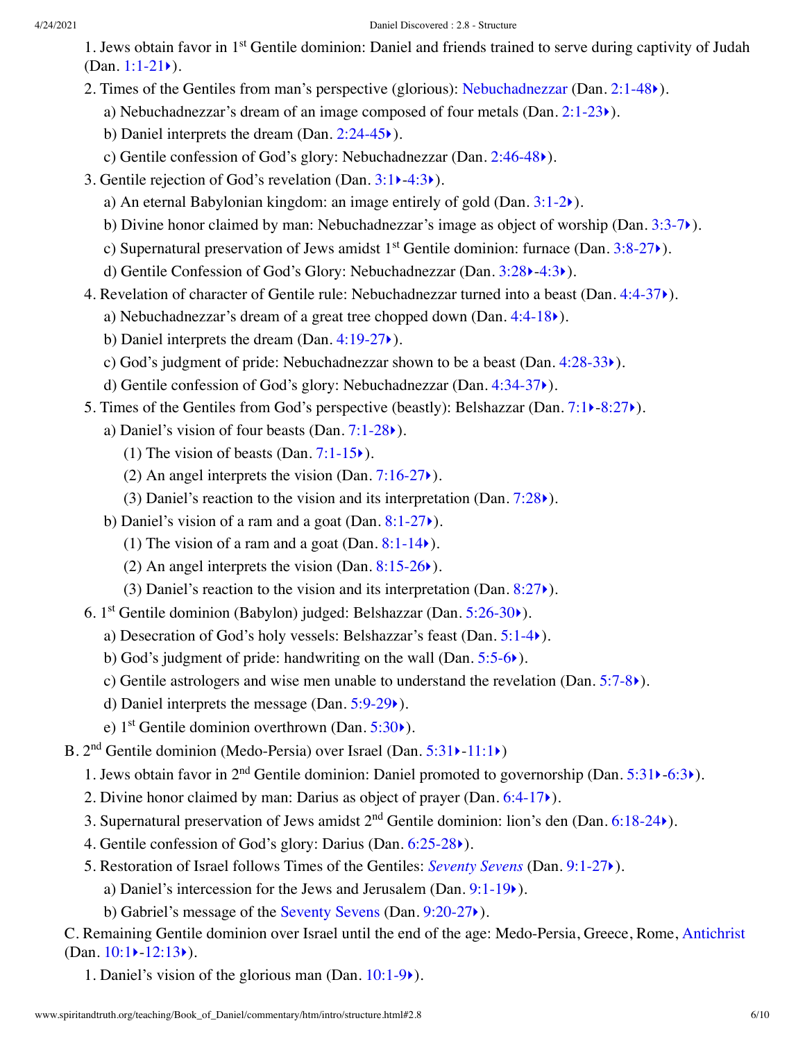1. Jews obtain favor in 1st Gentile dominion: Daniel and friends trained to serve during captivity of Judah (Dan. 1:1-21).
2. Times of the Gentiles from man's perspective (glorious): Nebuchadnezzar (Dan. 2:1-48).
    - a) Nebuchadnezzar's dream of an image composed of four metals (Dan. 2:1-23).
    - b) Daniel interprets the dream (Dan. 2:24-45).
    - c) Gentile confession of God's glory: Nebuchadnezzar (Dan. 2:46-48).
3. Gentile rejection of God's revelation (Dan. 3:1-4:3).
    - a) An eternal Babylonian kingdom: an image entirely of gold (Dan. 3:1-2).
    - b) Divine honor claimed by man: Nebuchadnezzar's image as object of worship (Dan. 3:3-7).
    - c) Supernatural preservation of Jews amidst 1st Gentile dominion: furnace (Dan. 3:8-27).
    - d) Gentile Confession of God's Glory: Nebuchadnezzar (Dan. 3:28-4:3).
4. Revelation of character of Gentile rule: Nebuchadnezzar turned into a beast (Dan. 4:4-37).
    - a) Nebuchadnezzar's dream of a great tree chopped down (Dan. 4:4-18).
    - b) Daniel interprets the dream (Dan. 4:19-27).
    - c) God's judgment of pride: Nebuchadnezzar shown to be a beast (Dan. 4:28-33).
    - d) Gentile confession of God's glory: Nebuchadnezzar (Dan. 4:34-37).
5. Times of the Gentiles from God's perspective (beastly): Belshazzar (Dan. 7:1-8:27).
    - a) Daniel's vision of four beasts (Dan. 7:1-28).
        - (1) The vision of beasts (Dan. 7:1-15).
        - (2) An angel interprets the vision (Dan. 7:16-27).
        - (3) Daniel's reaction to the vision and its interpretation (Dan. 7:28).
    - b) Daniel's vision of a ram and a goat (Dan. 8:1-27).
        - (1) The vision of a ram and a goat (Dan. 8:1-14).
        - (2) An angel interprets the vision (Dan. 8:15-26).
        - (3) Daniel's reaction to the vision and its interpretation (Dan. 8:27).
6. 1st Gentile dominion (Babylon) judged: Belshazzar (Dan. 5:26-30).
    - a) Desecration of God's holy vessels: Belshazzar's feast (Dan. 5:1-4).
    - b) God's judgment of pride: handwriting on the wall (Dan. 5:5-6).
    - c) Gentile astrologers and wise men unable to understand the revelation (Dan. 5:7-8).
    - d) Daniel interprets the message (Dan. 5:9-29).
    - e) 1st Gentile dominion overthrown (Dan. 5:30).

B. 2nd Gentile dominion (Medo-Persia) over Israel (Dan. 5:31-11:1)

1. Jews obtain favor in 2nd Gentile dominion: Daniel promoted to governorship (Dan. 5:31-6:3).
2. Divine honor claimed by man: Darius as object of prayer (Dan. 6:4-17).
3. Supernatural preservation of Jews amidst 2nd Gentile dominion: lion's den (Dan. 6:18-24).
4. Gentile confession of God's glory: Darius (Dan. 6:25-28).
5. Restoration of Israel follows Times of the Gentiles: *Seventy Sevens* (Dan. 9:1-27).
    - a) Daniel's intercession for the Jews and Jerusalem (Dan. 9:1-19).
    - b) Gabriel's message of the Seventy Sevens (Dan. 9:20-27).

C. Remaining Gentile dominion over Israel until the end of the age: Medo-Persia, Greece, Rome, Antichrist (Dan. 10:1-12:13).

1. Daniel's vision of the glorious man (Dan. 10:1-9).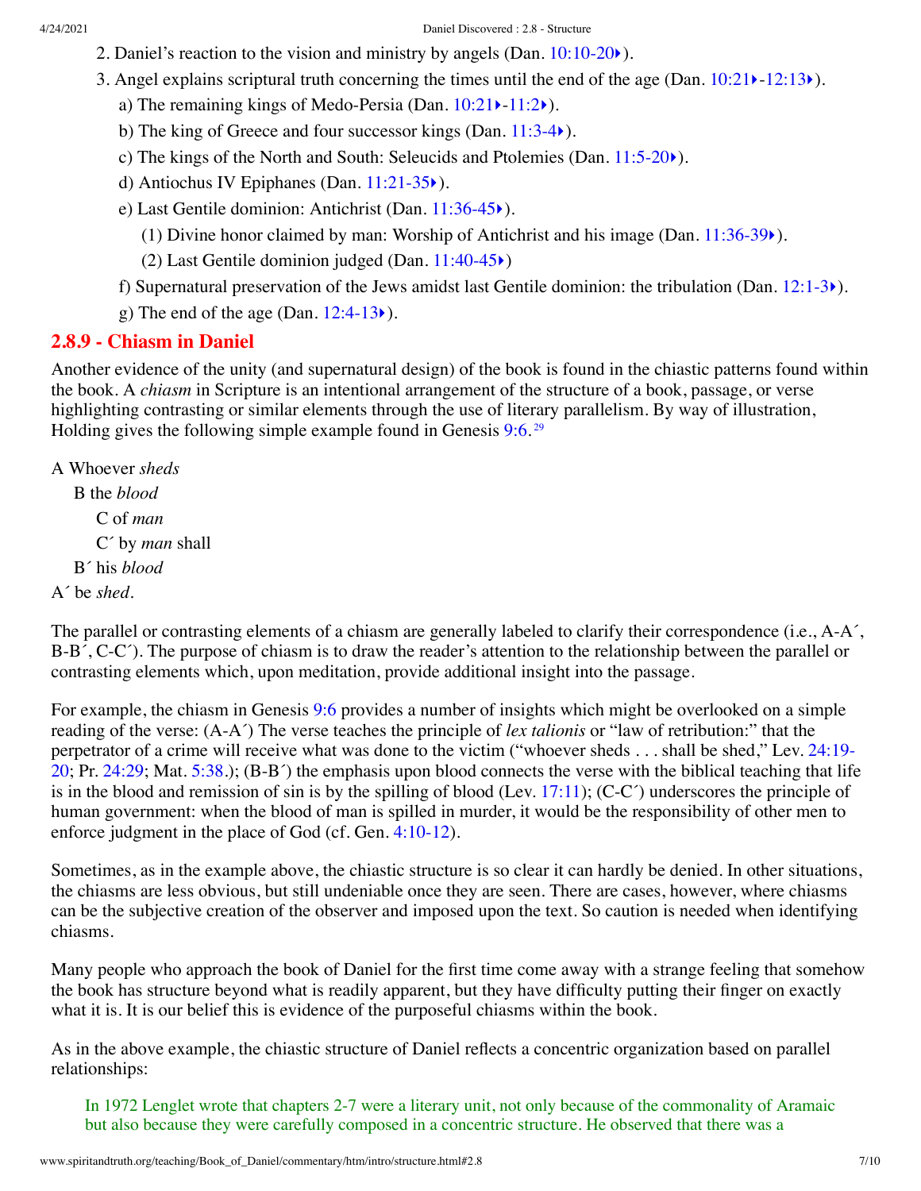2. Daniel’s reaction to the vision and ministry by angels (Dan. 10:10-20).
3. Angel explains scriptural truth concerning the times until the end of the age (Dan. 10:21-12:13).
    a) The remaining kings of Medo-Persia (Dan. 10:21-11:2).
    b) The king of Greece and four successor kings (Dan. 11:3-4).
    c) The kings of the North and South: Seleucids and Ptolemies (Dan. 11:5-20).
    d) Antiochus IV Epiphanes (Dan. 11:21-35).
    e) Last Gentile dominion: Antichrist (Dan. 11:36-45).
        (1) Divine honor claimed by man: Worship of Antichrist and his image (Dan. 11:36-39).
        (2) Last Gentile dominion judged (Dan. 11:40-45)
    f) Supernatural preservation of the Jews amidst last Gentile dominion: the tribulation (Dan. 12:1-3).
    g) The end of the age (Dan. 12:4-13).

## 2.8.9 - Chiasm in Daniel

Another evidence of the unity (and supernatural design) of the book is found in the chiastic patterns found within the book. A *chiasm* in Scripture is an intentional arrangement of the structure of a book, passage, or verse highlighting contrasting or similar elements through the use of literary parallelism. By way of illustration, Holding gives the following simple example found in Genesis 9:6.[29]

A Whoever *sheds*
  B the *blood*
    C of *man*
    C´ by *man* shall
  B´ his *blood*
A´ be *shed*.

The parallel or contrasting elements of a chiasm are generally labeled to clarify their correspondence (i.e., A-A´, B-B´, C-C´). The purpose of chiasm is to draw the reader’s attention to the relationship between the parallel or contrasting elements which, upon meditation, provide additional insight into the passage.

For example, the chiasm in Genesis 9:6 provides a number of insights which might be overlooked on a simple reading of the verse: (A-A´) The verse teaches the principle of *lex talionis* or “law of retribution:” that the perpetrator of a crime will receive what was done to the victim (“whoever sheds . . . shall be shed,” Lev. 24:19-20; Pr. 24:29; Mat. 5:38.); (B-B´) the emphasis upon blood connects the verse with the biblical teaching that life is in the blood and remission of sin is by the spilling of blood (Lev. 17:11); (C-C´) underscores the principle of human government: when the blood of man is spilled in murder, it would be the responsibility of other men to enforce judgment in the place of God (cf. Gen. 4:10-12).

Sometimes, as in the example above, the chiastic structure is so clear it can hardly be denied. In other situations, the chiasms are less obvious, but still undeniable once they are seen. There are cases, however, where chiasms can be the subjective creation of the observer and imposed upon the text. So caution is needed when identifying chiasms.

Many people who approach the book of Daniel for the first time come away with a strange feeling that somehow the book has structure beyond what is readily apparent, but they have difficulty putting their finger on exactly what it is. It is our belief this is evidence of the purposeful chiasms within the book.

As in the above example, the chiastic structure of Daniel reflects a concentric organization based on parallel relationships:

> In 1972 Lenglet wrote that chapters 2-7 were a literary unit, not only because of the commonality of Aramaic but also because they were carefully composed in a concentric structure. He observed that there was a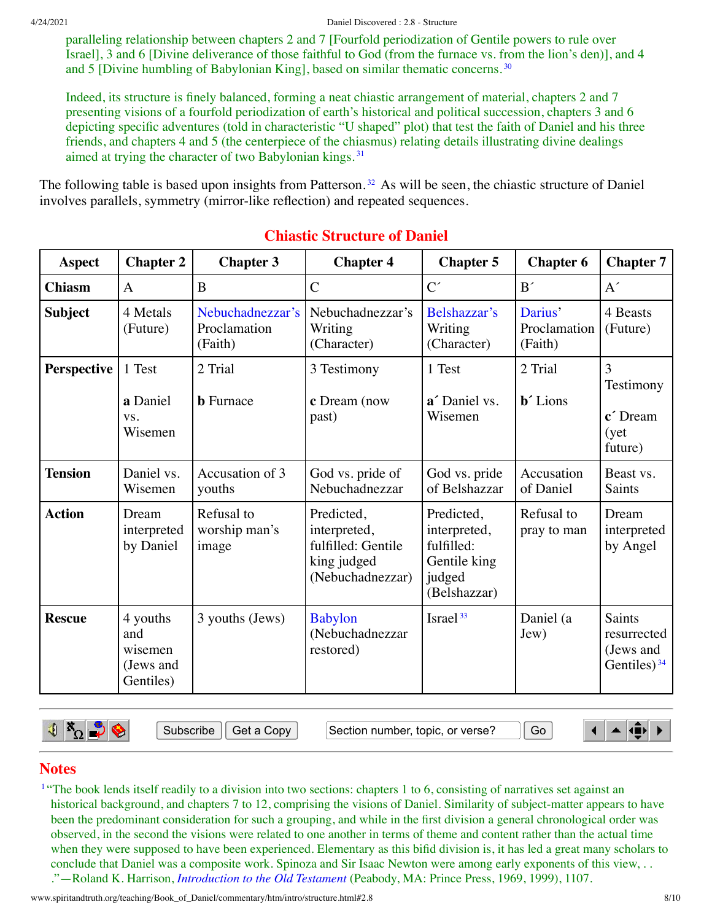paralleling relationship between chapters 2 and 7 [Fourfold periodization of Gentile powers to rule over Israel], 3 and 6 [Divine deliverance of those faithful to God (from the furnace vs. from the lion's den)], and 4 and 5 [Divine humbling of Babylonian King], based on similar thematic concerns.[30]

Indeed, its structure is finely balanced, forming a neat chiastic arrangement of material, chapters 2 and 7 presenting visions of a fourfold periodization of earth's historical and political succession, chapters 3 and 6 depicting specific adventures (told in characteristic "U shaped" plot) that test the faith of Daniel and his three friends, and chapters 4 and 5 (the centerpiece of the chiasmus) relating details illustrating divine dealings aimed at trying the character of two Babylonian kings.[31]

The following table is based upon insights from Patterson.[32] As will be seen, the chiastic structure of Daniel involves parallels, symmetry (mirror-like reflection) and repeated sequences.

## Chiastic Structure of Daniel

| Aspect | Chapter 2 | Chapter 3 | Chapter 4 | Chapter 5 | Chapter 6 | Chapter 7 |
|---|---|---|---|---|---|---|
| **Chiasm** | A | B | C | C´ | B´ | A´ |
| **Subject** | 4 Metals (Future) | Nebuchadnezzar's Proclamation (Faith) | Nebuchadnezzar's Writing (Character) | Belshazzar's Writing (Character) | Darius' Proclamation (Faith) | 4 Beasts (Future) |
| **Perspective** | 1 Test **a** Daniel vs. Wisemen | 2 Trial **b** Furnace | 3 Testimony **c** Dream (now past) | 1 Test **a´** Daniel vs. Wisemen | 2 Trial **b´** Lions | 3 Testimony **c´** Dream (yet future) |
| **Tension** | Daniel vs. Wisemen | Accusation of 3 youths | God vs. pride of Nebuchadnezzar | God vs. pride of Belshazzar | Accusation of Daniel | Beast vs. Saints |
| **Action** | Dream interpreted by Daniel | Refusal to worship man's image | Predicted, interpreted, fulfilled: Gentile king judged (Nebuchadnezzar) | Predicted, interpreted, fulfilled: Gentile king judged (Belshazzar) | Refusal to pray to man | Dream interpreted by Angel |
| **Rescue** | 4 youths and wisemen (Jews and Gentiles) | 3 youths (Jews) | Babylon (Nebuchadnezzar restored) | Israel[33] | Daniel (a Jew) | Saints resurrected (Jews and Gentiles)[34] |

## Notes

[1] "The book lends itself readily to a division into two sections: chapters 1 to 6, consisting of narratives set against an historical background, and chapters 7 to 12, comprising the visions of Daniel. Similarity of subject-matter appears to have been the predominant consideration for such a grouping, and while in the first division a general chronological order was observed, in the second the visions were related to one another in terms of theme and content rather than the actual time when they were supposed to have been experienced. Elementary as this bifid division is, it has led a great many scholars to conclude that Daniel was a composite work. Spinoza and Sir Isaac Newton were among early exponents of this view, . . ."—Roland K. Harrison, *Introduction to the Old Testament* (Peabody, MA: Prince Press, 1969, 1999), 1107.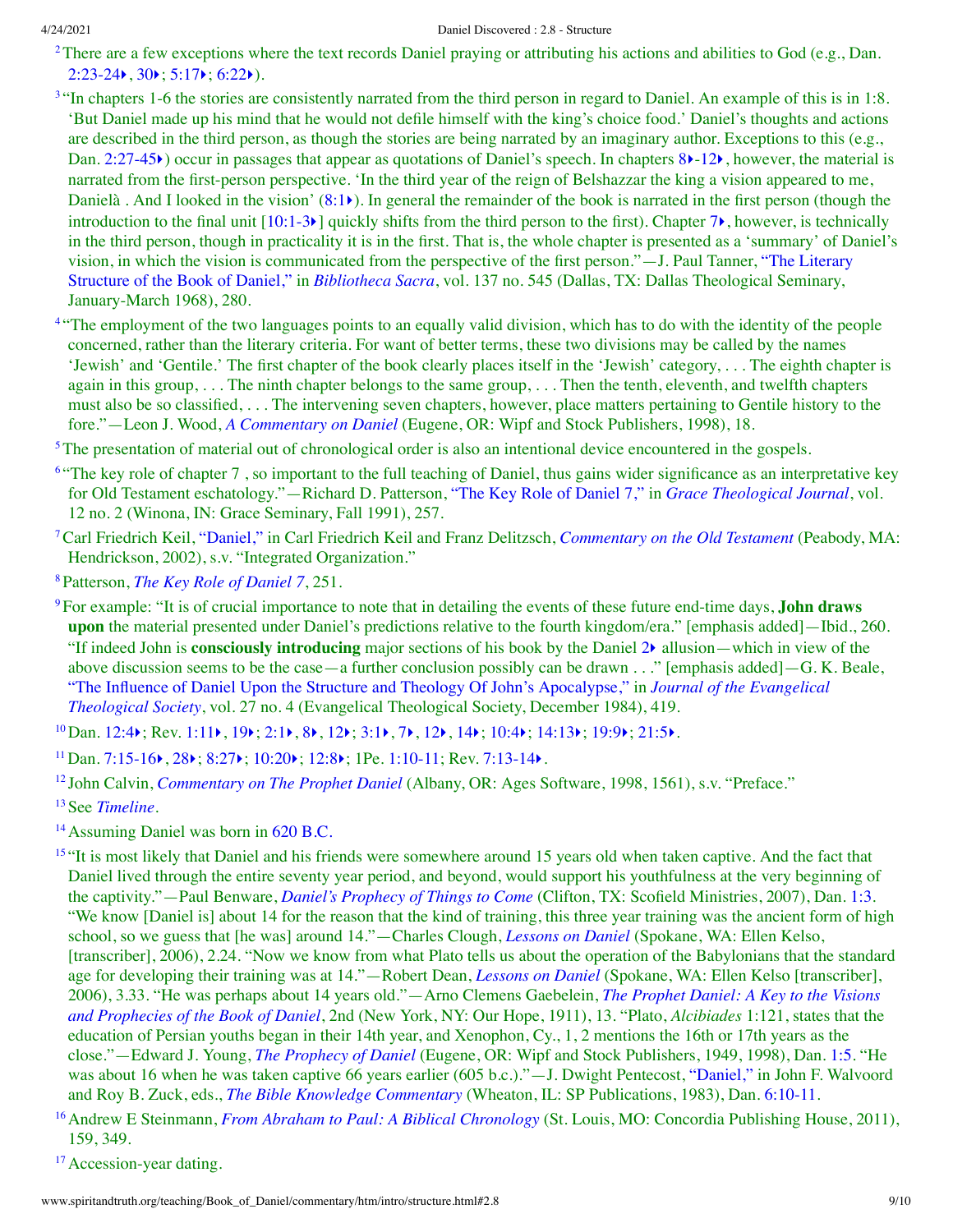[2] There are a few exceptions where the text records Daniel praying or attributing his actions and abilities to God (e.g., Dan. 2:23-24▸, 30▸; 5:17▸; 6:22▸).

[3] "In chapters 1-6 the stories are consistently narrated from the third person in regard to Daniel. An example of this is in 1:8. 'But Daniel made up his mind that he would not defile himself with the king's choice food.' Daniel's thoughts and actions are described in the third person, as though the stories are being narrated by an imaginary author. Exceptions to this (e.g., Dan. 2:27-45▸) occur in passages that appear as quotations of Daniel's speech. In chapters 8▸-12▸, however, the material is narrated from the first-person perspective. 'In the third year of the reign of Belshazzar the king a vision appeared to me, Danielà . And I looked in the vision' (8:1▸). In general the remainder of the book is narrated in the first person (though the introduction to the final unit [10:1-3▸] quickly shifts from the third person to the first). Chapter 7▸, however, is technically in the third person, though in practicality it is in the first. That is, the whole chapter is presented as a 'summary' of Daniel's vision, in which the vision is communicated from the perspective of the first person."—J. Paul Tanner, "The Literary Structure of the Book of Daniel," in *Bibliotheca Sacra*, vol. 137 no. 545 (Dallas, TX: Dallas Theological Seminary, January-March 1968), 280.

[4] "The employment of the two languages points to an equally valid division, which has to do with the identity of the people concerned, rather than the literary criteria. For want of better terms, these two divisions may be called by the names 'Jewish' and 'Gentile.' The first chapter of the book clearly places itself in the 'Jewish' category, . . . The eighth chapter is again in this group, . . . The ninth chapter belongs to the same group, . . . Then the tenth, eleventh, and twelfth chapters must also be so classified, . . . The intervening seven chapters, however, place matters pertaining to Gentile history to the fore."—Leon J. Wood, *A Commentary on Daniel* (Eugene, OR: Wipf and Stock Publishers, 1998), 18.

[5] The presentation of material out of chronological order is also an intentional device encountered in the gospels.

[6] "The key role of chapter 7 , so important to the full teaching of Daniel, thus gains wider significance as an interpretative key for Old Testament eschatology."—Richard D. Patterson, "The Key Role of Daniel 7," in *Grace Theological Journal*, vol. 12 no. 2 (Winona, IN: Grace Seminary, Fall 1991), 257.

[7] Carl Friedrich Keil, "Daniel," in Carl Friedrich Keil and Franz Delitzsch, *Commentary on the Old Testament* (Peabody, MA: Hendrickson, 2002), s.v. "Integrated Organization."

[8] Patterson, *The Key Role of Daniel 7*, 251.

[9] For example: "It is of crucial importance to note that in detailing the events of these future end-time days, **John draws upon** the material presented under Daniel's predictions relative to the fourth kingdom/era." [emphasis added]—Ibid., 260. "If indeed John is **consciously introducing** major sections of his book by the Daniel 2▸ allusion—which in view of the above discussion seems to be the case—a further conclusion possibly can be drawn . . ." [emphasis added]—G. K. Beale, "The Influence of Daniel Upon the Structure and Theology Of John's Apocalypse," in *Journal of the Evangelical Theological Society*, vol. 27 no. 4 (Evangelical Theological Society, December 1984), 419.

[10] Dan. 12:4▸; Rev. 1:11▸, 19▸; 2:1▸, 8▸, 12▸; 3:1▸, 7▸, 12▸, 14▸; 10:4▸; 14:13▸; 19:9▸; 21:5▸.

[11] Dan. 7:15-16▸, 28▸; 8:27▸; 10:20▸; 12:8▸; 1Pe. 1:10-11; Rev. 7:13-14▸.

[12] John Calvin, *Commentary on The Prophet Daniel* (Albany, OR: Ages Software, 1998, 1561), s.v. "Preface."

[13] See *Timeline*.

[14] Assuming Daniel was born in 620 B.C.

[15] "It is most likely that Daniel and his friends were somewhere around 15 years old when taken captive. And the fact that Daniel lived through the entire seventy year period, and beyond, would support his youthfulness at the very beginning of the captivity."—Paul Benware, *Daniel's Prophecy of Things to Come* (Clifton, TX: Scofield Ministries, 2007), Dan. 1:3. "We know [Daniel is] about 14 for the reason that the kind of training, this three year training was the ancient form of high school, so we guess that [he was] around 14."—Charles Clough, *Lessons on Daniel* (Spokane, WA: Ellen Kelso, [transcriber], 2006), 2.24. "Now we know from what Plato tells us about the operation of the Babylonians that the standard age for developing their training was at 14."—Robert Dean, *Lessons on Daniel* (Spokane, WA: Ellen Kelso [transcriber], 2006), 3.33. "He was perhaps about 14 years old."—Arno Clemens Gaebelein, *The Prophet Daniel: A Key to the Visions and Prophecies of the Book of Daniel*, 2nd (New York, NY: Our Hope, 1911), 13. "Plato, *Alcibiades* 1:121, states that the education of Persian youths began in their 14th year, and Xenophon, Cy., 1, 2 mentions the 16th or 17th years as the close."—Edward J. Young, *The Prophecy of Daniel* (Eugene, OR: Wipf and Stock Publishers, 1949, 1998), Dan. 1:5. "He was about 16 when he was taken captive 66 years earlier (605 b.c.)."—J. Dwight Pentecost, "Daniel," in John F. Walvoord and Roy B. Zuck, eds., *The Bible Knowledge Commentary* (Wheaton, IL: SP Publications, 1983), Dan. 6:10-11.

[16] Andrew E Steinmann, *From Abraham to Paul: A Biblical Chronology* (St. Louis, MO: Concordia Publishing House, 2011), 159, 349.

[17] Accession-year dating.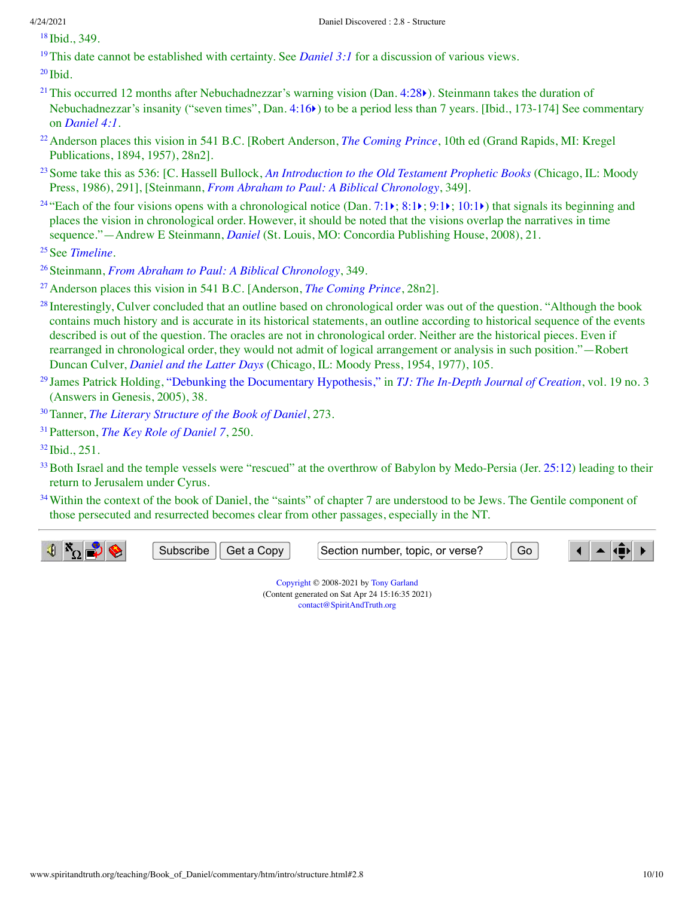[18] Ibid., 349.

[19] This date cannot be established with certainty. See *Daniel 3:1* for a discussion of various views.

[20] Ibid.

[21] This occurred 12 months after Nebuchadnezzar's warning vision (Dan. 4:28). Steinmann takes the duration of Nebuchadnezzar's insanity ("seven times", Dan. 4:16) to be a period less than 7 years. [Ibid., 173-174] See commentary on *Daniel 4:1*.

[22] Anderson places this vision in 541 B.C. [Robert Anderson, *The Coming Prince*, 10th ed (Grand Rapids, MI: Kregel Publications, 1894, 1957), 28n2].

[23] Some take this as 536: [C. Hassell Bullock, *An Introduction to the Old Testament Prophetic Books* (Chicago, IL: Moody Press, 1986), 291], [Steinmann, *From Abraham to Paul: A Biblical Chronology*, 349].

[24] "Each of the four visions opens with a chronological notice (Dan. 7:1; 8:1; 9:1; 10:1) that signals its beginning and places the vision in chronological order. However, it should be noted that the visions overlap the narratives in time sequence."—Andrew E Steinmann, *Daniel* (St. Louis, MO: Concordia Publishing House, 2008), 21.

[25] See *Timeline*.

[26] Steinmann, *From Abraham to Paul: A Biblical Chronology*, 349.

[27] Anderson places this vision in 541 B.C. [Anderson, *The Coming Prince*, 28n2].

[28] Interestingly, Culver concluded that an outline based on chronological order was out of the question. "Although the book contains much history and is accurate in its historical statements, an outline according to historical sequence of the events described is out of the question. The oracles are not in chronological order. Neither are the historical pieces. Even if rearranged in chronological order, they would not admit of logical arrangement or analysis in such position."—Robert Duncan Culver, *Daniel and the Latter Days* (Chicago, IL: Moody Press, 1954, 1977), 105.

[29] James Patrick Holding, "Debunking the Documentary Hypothesis," in *TJ: The In-Depth Journal of Creation*, vol. 19 no. 3 (Answers in Genesis, 2005), 38.

[30] Tanner, *The Literary Structure of the Book of Daniel*, 273.

[31] Patterson, *The Key Role of Daniel 7*, 250.

[32] Ibid., 251.

[33] Both Israel and the temple vessels were "rescued" at the overthrow of Babylon by Medo-Persia (Jer. 25:12) leading to their return to Jerusalem under Cyrus.

[34] Within the context of the book of Daniel, the "saints" of chapter 7 are understood to be Jews. The Gentile component of those persecuted and resurrected becomes clear from other passages, especially in the NT.

---

Subscribe | Get a Copy | Section number, topic, or verse? | Go

Copyright © 2008-2021 by Tony Garland
(Content generated on Sat Apr 24 15:16:35 2021)
contact@SpiritAndTruth.org